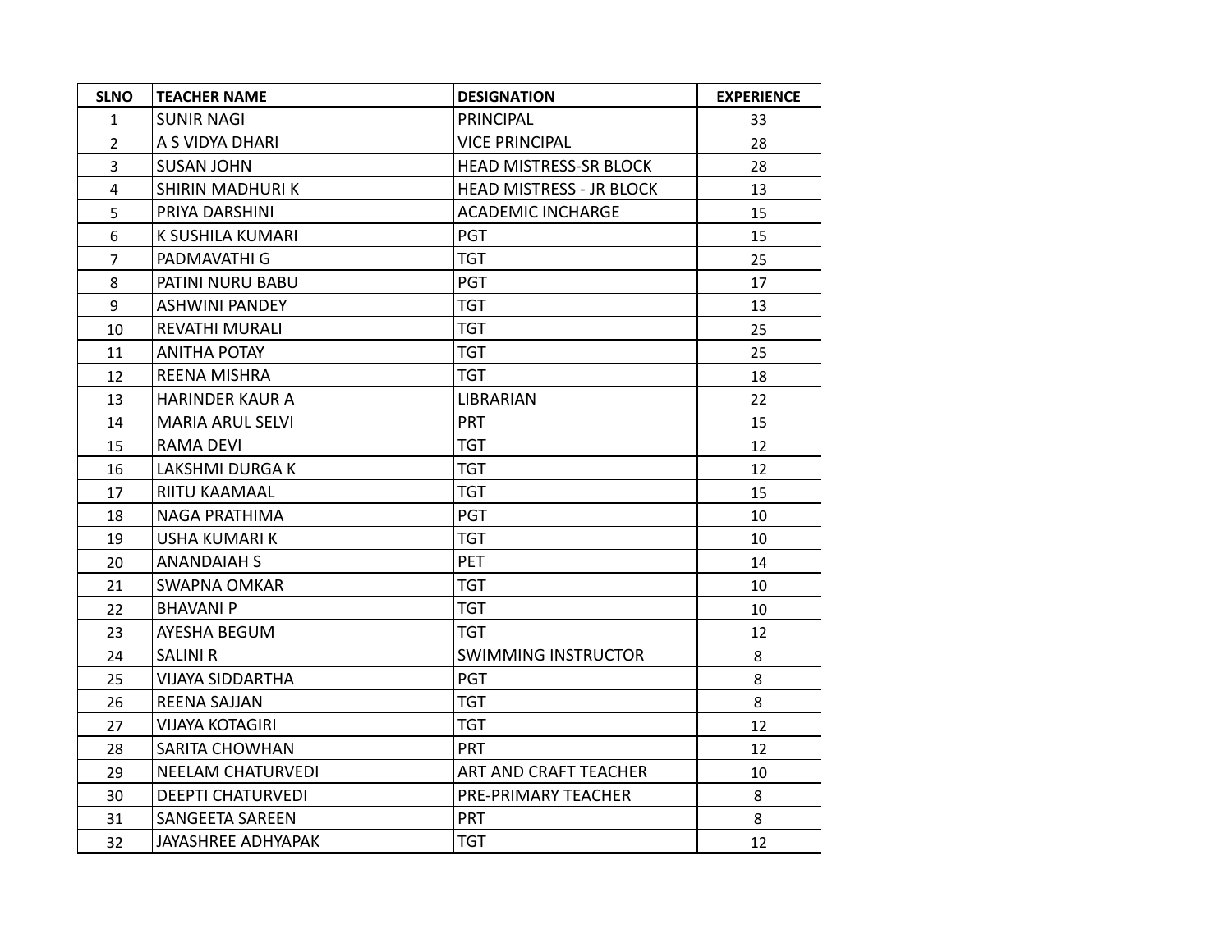| SLNO | TEACHER NAME | DESIGNATION | EXPERIENCE |
|---|---|---|---|
| 1 | SUNIR NAGI | PRINCIPAL | 33 |
| 2 | A S VIDYA DHARI | VICE PRINCIPAL | 28 |
| 3 | SUSAN JOHN | HEAD MISTRESS-SR BLOCK | 28 |
| 4 | SHIRIN MADHURI K | HEAD MISTRESS - JR BLOCK | 13 |
| 5 | PRIYA DARSHINI | ACADEMIC INCHARGE | 15 |
| 6 | K SUSHILA KUMARI | PGT | 15 |
| 7 | PADMAVATHI G | TGT | 25 |
| 8 | PATINI NURU BABU | PGT | 17 |
| 9 | ASHWINI PANDEY | TGT | 13 |
| 10 | REVATHI MURALI | TGT | 25 |
| 11 | ANITHA POTAY | TGT | 25 |
| 12 | REENA MISHRA | TGT | 18 |
| 13 | HARINDER KAUR A | LIBRARIAN | 22 |
| 14 | MARIA ARUL SELVI | PRT | 15 |
| 15 | RAMA DEVI | TGT | 12 |
| 16 | LAKSHMI DURGA K | TGT | 12 |
| 17 | RIITU KAAMAAL | TGT | 15 |
| 18 | NAGA PRATHIMA | PGT | 10 |
| 19 | USHA KUMARI K | TGT | 10 |
| 20 | ANANDAIAH S | PET | 14 |
| 21 | SWAPNA OMKAR | TGT | 10 |
| 22 | BHAVANI P | TGT | 10 |
| 23 | AYESHA BEGUM | TGT | 12 |
| 24 | SALINI R | SWIMMING INSTRUCTOR | 8 |
| 25 | VIJAYA SIDDARTHA | PGT | 8 |
| 26 | REENA SAJJAN | TGT | 8 |
| 27 | VIJAYA KOTAGIRI | TGT | 12 |
| 28 | SARITA CHOWHAN | PRT | 12 |
| 29 | NEELAM CHATURVEDI | ART AND CRAFT TEACHER | 10 |
| 30 | DEEPTI CHATURVEDI | PRE-PRIMARY TEACHER | 8 |
| 31 | SANGEETA SAREEN | PRT | 8 |
| 32 | JAYASHREE ADHYAPAK | TGT | 12 |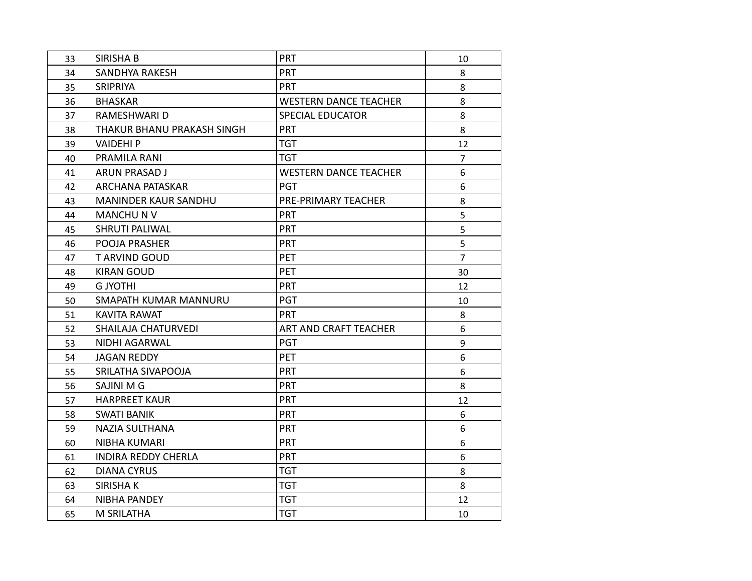| | | | |
|---|---|---|---|
| 33 | SIRISHA B | PRT | 10 |
| 34 | SANDHYA RAKESH | PRT | 8 |
| 35 | SRIPRIYA | PRT | 8 |
| 36 | BHASKAR | WESTERN DANCE TEACHER | 8 |
| 37 | RAMESHWARI D | SPECIAL EDUCATOR | 8 |
| 38 | THAKUR BHANU PRAKASH SINGH | PRT | 8 |
| 39 | VAIDEHI P | TGT | 12 |
| 40 | PRAMILA RANI | TGT | 7 |
| 41 | ARUN PRASAD J | WESTERN DANCE TEACHER | 6 |
| 42 | ARCHANA PATASKAR | PGT | 6 |
| 43 | MANINDER KAUR SANDHU | PRE-PRIMARY TEACHER | 8 |
| 44 | MANCHU N V | PRT | 5 |
| 45 | SHRUTI PALIWAL | PRT | 5 |
| 46 | POOJA PRASHER | PRT | 5 |
| 47 | T ARVIND GOUD | PET | 7 |
| 48 | KIRAN GOUD | PET | 30 |
| 49 | G JYOTHI | PRT | 12 |
| 50 | SMAPATH KUMAR MANNURU | PGT | 10 |
| 51 | KAVITA RAWAT | PRT | 8 |
| 52 | SHAILAJA CHATURVEDI | ART AND CRAFT TEACHER | 6 |
| 53 | NIDHI AGARWAL | PGT | 9 |
| 54 | JAGAN REDDY | PET | 6 |
| 55 | SRILATHA SIVAPOOJA | PRT | 6 |
| 56 | SAJINI M G | PRT | 8 |
| 57 | HARPREET KAUR | PRT | 12 |
| 58 | SWATI BANIK | PRT | 6 |
| 59 | NAZIA SULTHANA | PRT | 6 |
| 60 | NIBHA KUMARI | PRT | 6 |
| 61 | INDIRA REDDY CHERLA | PRT | 6 |
| 62 | DIANA CYRUS | TGT | 8 |
| 63 | SIRISHA K | TGT | 8 |
| 64 | NIBHA PANDEY | TGT | 12 |
| 65 | M SRILATHA | TGT | 10 |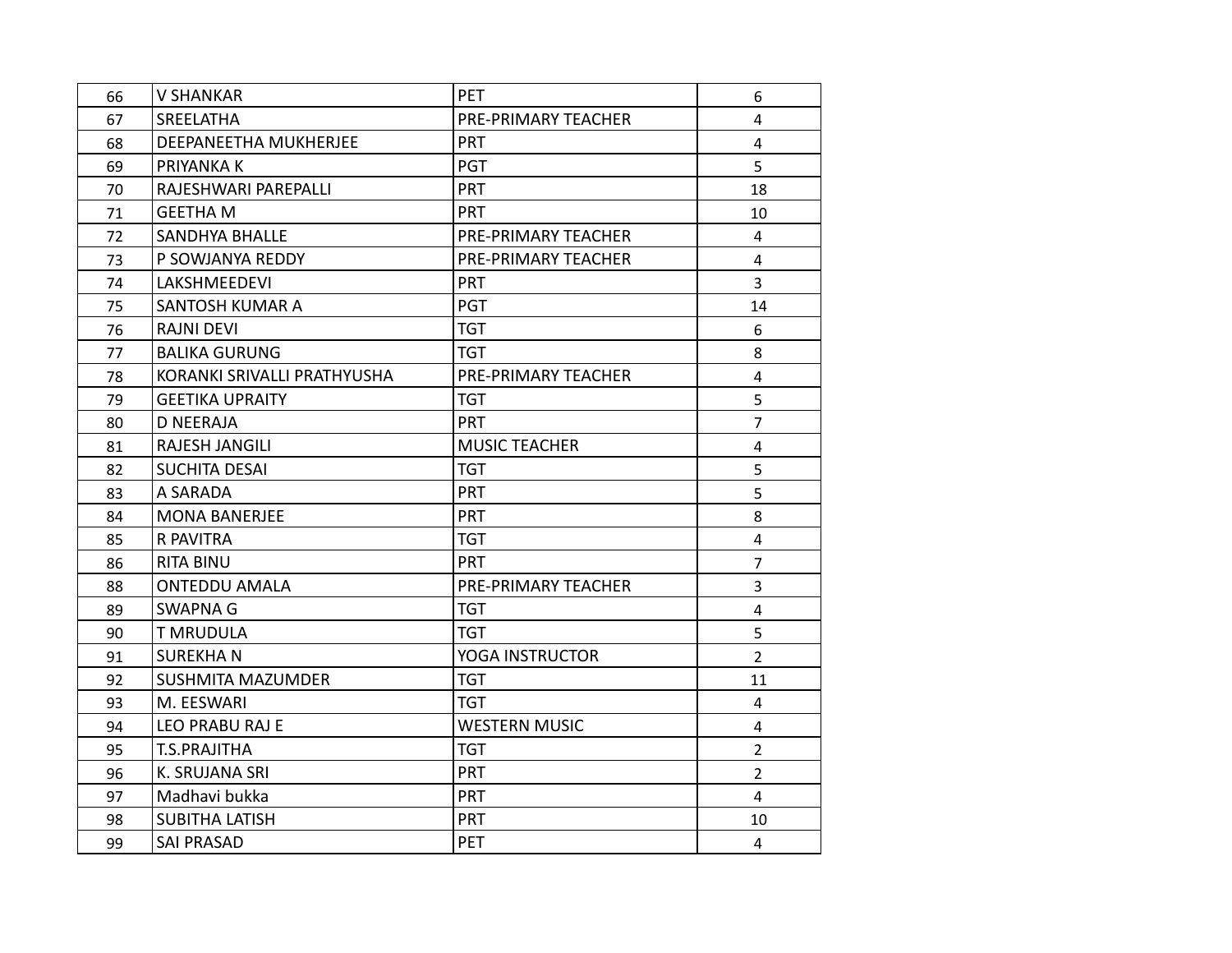| | | | |
|---|---|---|---|
| 66 | V SHANKAR | PET | 6 |
| 67 | SREELATHA | PRE-PRIMARY TEACHER | 4 |
| 68 | DEEPANEETHA MUKHERJEE | PRT | 4 |
| 69 | PRIYANKA K | PGT | 5 |
| 70 | RAJESHWARI PAREPALLI | PRT | 18 |
| 71 | GEETHA M | PRT | 10 |
| 72 | SANDHYA BHALLE | PRE-PRIMARY TEACHER | 4 |
| 73 | P SOWJANYA REDDY | PRE-PRIMARY TEACHER | 4 |
| 74 | LAKSHMEEDEVI | PRT | 3 |
| 75 | SANTOSH KUMAR A | PGT | 14 |
| 76 | RAJNI DEVI | TGT | 6 |
| 77 | BALIKA GURUNG | TGT | 8 |
| 78 | KORANKI SRIVALLI PRATHYUSHA | PRE-PRIMARY TEACHER | 4 |
| 79 | GEETIKA UPRAITY | TGT | 5 |
| 80 | D NEERAJA | PRT | 7 |
| 81 | RAJESH JANGILI | MUSIC TEACHER | 4 |
| 82 | SUCHITA DESAI | TGT | 5 |
| 83 | A SARADA | PRT | 5 |
| 84 | MONA BANERJEE | PRT | 8 |
| 85 | R PAVITRA | TGT | 4 |
| 86 | RITA BINU | PRT | 7 |
| 88 | ONTEDDU AMALA | PRE-PRIMARY TEACHER | 3 |
| 89 | SWAPNA G | TGT | 4 |
| 90 | T MRUDULA | TGT | 5 |
| 91 | SUREKHA N | YOGA INSTRUCTOR | 2 |
| 92 | SUSHMITA MAZUMDER | TGT | 11 |
| 93 | M. EESWARI | TGT | 4 |
| 94 | LEO PRABU RAJ E | WESTERN MUSIC | 4 |
| 95 | T.S.PRAJITHA | TGT | 2 |
| 96 | K. SRUJANA SRI | PRT | 2 |
| 97 | Madhavi bukka | PRT | 4 |
| 98 | SUBITHA LATISH | PRT | 10 |
| 99 | SAI PRASAD | PET | 4 |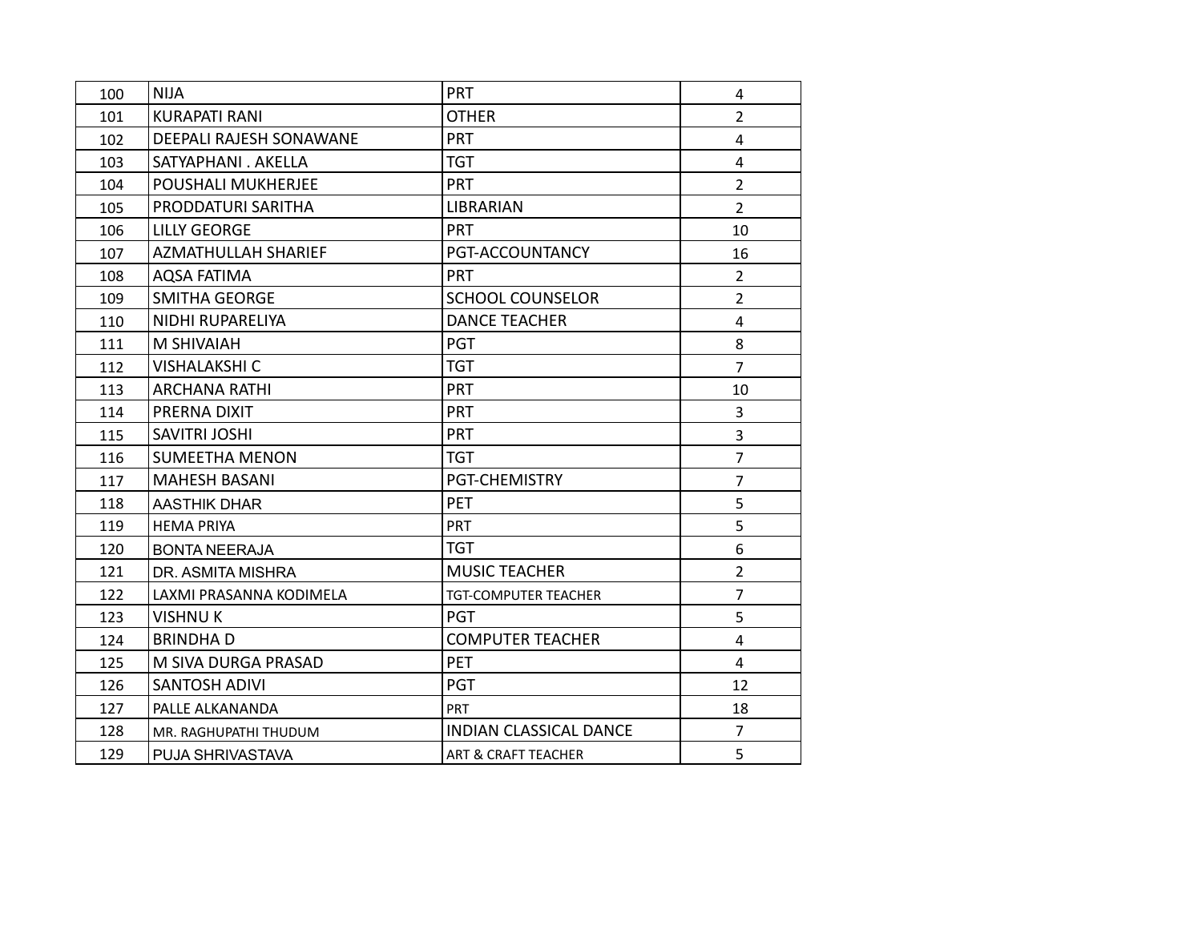| | | | |
|---|---|---|---|
| 100 | NIJA | PRT | 4 |
| 101 | KURAPATI RANI | OTHER | 2 |
| 102 | DEEPALI RAJESH SONAWANE | PRT | 4 |
| 103 | SATYAPHANI . AKELLA | TGT | 4 |
| 104 | POUSHALI MUKHERJEE | PRT | 2 |
| 105 | PRODDATURI SARITHA | LIBRARIAN | 2 |
| 106 | LILLY GEORGE | PRT | 10 |
| 107 | AZMATHULLAH SHARIEF | PGT-ACCOUNTANCY | 16 |
| 108 | AQSA FATIMA | PRT | 2 |
| 109 | SMITHA GEORGE | SCHOOL COUNSELOR | 2 |
| 110 | NIDHI RUPARELIYA | DANCE TEACHER | 4 |
| 111 | M SHIVAIAH | PGT | 8 |
| 112 | VISHALAKSHI C | TGT | 7 |
| 113 | ARCHANA RATHI | PRT | 10 |
| 114 | PRERNA DIXIT | PRT | 3 |
| 115 | SAVITRI JOSHI | PRT | 3 |
| 116 | SUMEETHA MENON | TGT | 7 |
| 117 | MAHESH BASANI | PGT-CHEMISTRY | 7 |
| 118 | AASTHIK DHAR | PET | 5 |
| 119 | HEMA PRIYA | PRT | 5 |
| 120 | BONTA NEERAJA | TGT | 6 |
| 121 | DR. ASMITA MISHRA | MUSIC TEACHER | 2 |
| 122 | LAXMI PRASANNA KODIMELA | TGT-COMPUTER TEACHER | 7 |
| 123 | VISHNU K | PGT | 5 |
| 124 | BRINDHA D | COMPUTER TEACHER | 4 |
| 125 | M SIVA DURGA PRASAD | PET | 4 |
| 126 | SANTOSH ADIVI | PGT | 12 |
| 127 | PALLE ALKANANDA | PRT | 18 |
| 128 | MR. RAGHUPATHI THUDUM | INDIAN CLASSICAL DANCE | 7 |
| 129 | PUJA SHRIVASTAVA | ART & CRAFT TEACHER | 5 |